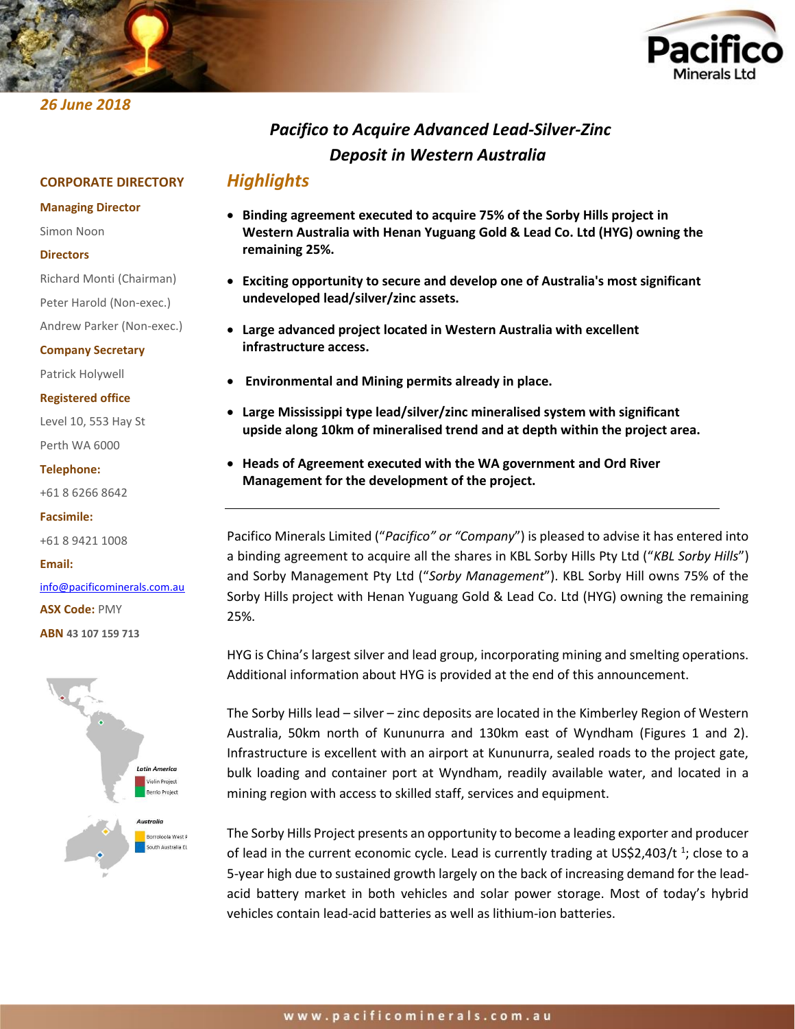26 June 2018

# Pacifico to Acquire Advanced Lead-Silver-Zinc Deposit in Western Australia

**CORPORATE DIRECTORY**

**Managing Director**
Simon Noon

**Directors**
Richard Monti (Chairman)
Peter Harold (Non-exec.)
Andrew Parker (Non-exec.)

**Company Secretary**
Patrick Holywell

**Registered office**
Level 10, 553 Hay St
Perth WA 6000

**Telephone:**
+61 8 6266 8642

**Facsimile:**
+61 8 9421 1008

**Email:**
info@pacificominerals.com.au

**ASX Code:** PMY

**ABN** 43 107 159 713

Latin America
Violin Project
Berrio Project

Australia
Borroloola West
South Australia EL

## Highlights

- **Binding agreement executed to acquire 75% of the Sorby Hills project in Western Australia with Henan Yuguang Gold & Lead Co. Ltd (HYG) owning the remaining 25%.**
- **Exciting opportunity to secure and develop one of Australia's most significant undeveloped lead/silver/zinc assets.**
- **Large advanced project located in Western Australia with excellent infrastructure access.**
- **Environmental and Mining permits already in place.**
- **Large Mississippi type lead/silver/zinc mineralised system with significant upside along 10km of mineralised trend and at depth within the project area.**
- **Heads of Agreement executed with the WA government and Ord River Management for the development of the project.**

---

Pacifico Minerals Limited ("*Pacifico" or "Company*") is pleased to advise it has entered into a binding agreement to acquire all the shares in KBL Sorby Hills Pty Ltd ("*KBL Sorby Hills*") and Sorby Management Pty Ltd ("*Sorby Management*"). KBL Sorby Hill owns 75% of the Sorby Hills project with Henan Yuguang Gold & Lead Co. Ltd (HYG) owning the remaining 25%.

HYG is China's largest silver and lead group, incorporating mining and smelting operations. Additional information about HYG is provided at the end of this announcement.

The Sorby Hills lead – silver – zinc deposits are located in the Kimberley Region of Western Australia, 50km north of Kununurra and 130km east of Wyndham (Figures 1 and 2). Infrastructure is excellent with an airport at Kununurra, sealed roads to the project gate, bulk loading and container port at Wyndham, readily available water, and located in a mining region with access to skilled staff, services and equipment.

The Sorby Hills Project presents an opportunity to become a leading exporter and producer of lead in the current economic cycle. Lead is currently trading at US$2,403/t [1]; close to a 5-year high due to sustained growth largely on the back of increasing demand for the lead-acid battery market in both vehicles and solar power storage. Most of today's hybrid vehicles contain lead-acid batteries as well as lithium-ion batteries.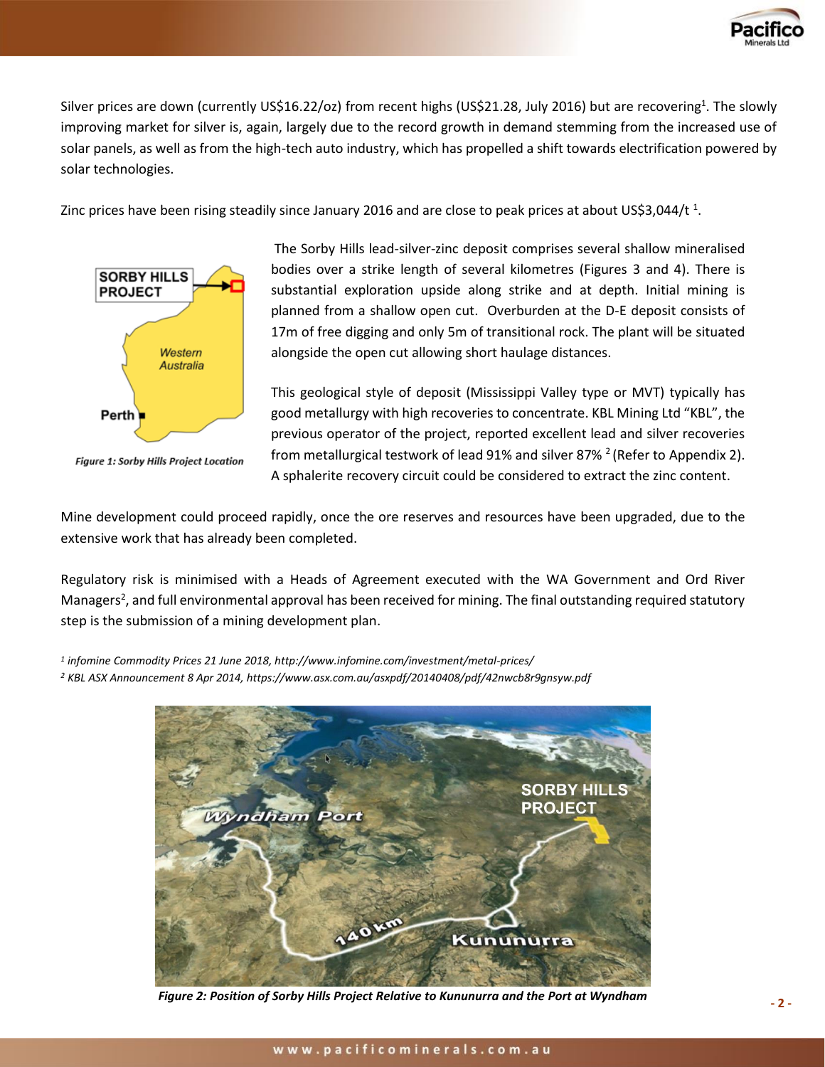Silver prices are down (currently US$16.22/oz) from recent highs (US$21.28, July 2016) but are recovering[1]. The slowly improving market for silver is, again, largely due to the record growth in demand stemming from the increased use of solar panels, as well as from the high-tech auto industry, which has propelled a shift towards electrification powered by solar technologies.

Zinc prices have been rising steadily since January 2016 and are close to peak prices at about US$3,044/t [1].

*Figure 1: Sorby Hills Project Location*

The Sorby Hills lead-silver-zinc deposit comprises several shallow mineralised bodies over a strike length of several kilometres (Figures 3 and 4). There is substantial exploration upside along strike and at depth. Initial mining is planned from a shallow open cut. Overburden at the D-E deposit consists of 17m of free digging and only 5m of transitional rock. The plant will be situated alongside the open cut allowing short haulage distances.

This geological style of deposit (Mississippi Valley type or MVT) typically has good metallurgy with high recoveries to concentrate. KBL Mining Ltd "KBL", the previous operator of the project, reported excellent lead and silver recoveries from metallurgical testwork of lead 91% and silver 87% [2] (Refer to Appendix 2). A sphalerite recovery circuit could be considered to extract the zinc content.

Mine development could proceed rapidly, once the ore reserves and resources have been upgraded, due to the extensive work that has already been completed.

Regulatory risk is minimised with a Heads of Agreement executed with the WA Government and Ord River Managers[2], and full environmental approval has been received for mining. The final outstanding required statutory step is the submission of a mining development plan.

*[1] infomine Commodity Prices 21 June 2018, http://www.infomine.com/investment/metal-prices/*
*[2] KBL ASX Announcement 8 Apr 2014, https://www.asx.com.au/asxpdf/20140408/pdf/42nwcb8r9gnsyw.pdf*

*Figure 2: Position of Sorby Hills Project Relative to Kununurra and the Port at Wyndham*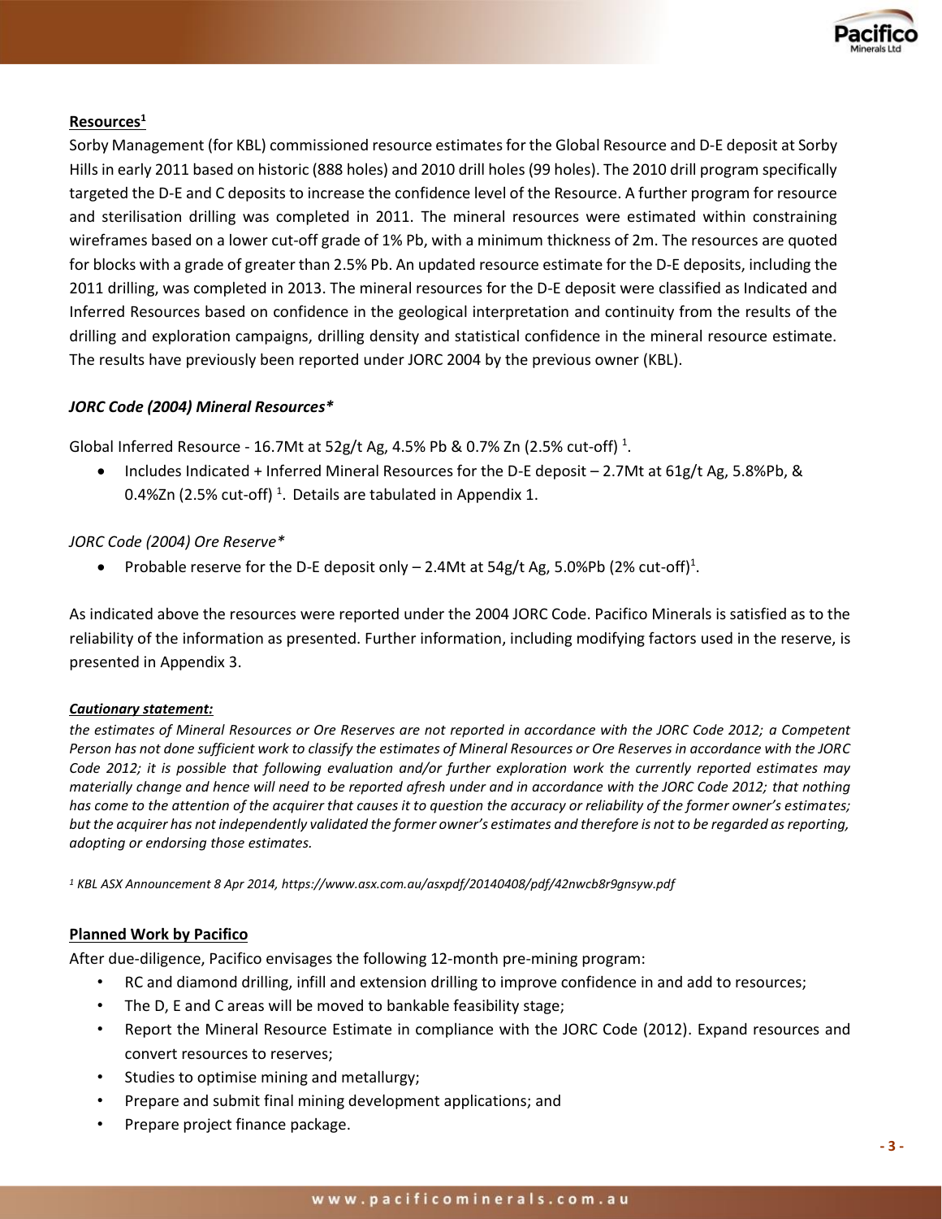## Resources[1]

Sorby Management (for KBL) commissioned resource estimates for the Global Resource and D-E deposit at Sorby Hills in early 2011 based on historic (888 holes) and 2010 drill holes (99 holes). The 2010 drill program specifically targeted the D-E and C deposits to increase the confidence level of the Resource. A further program for resource and sterilisation drilling was completed in 2011. The mineral resources were estimated within constraining wireframes based on a lower cut-off grade of 1% Pb, with a minimum thickness of 2m. The resources are quoted for blocks with a grade of greater than 2.5% Pb. An updated resource estimate for the D-E deposits, including the 2011 drilling, was completed in 2013. The mineral resources for the D-E deposit were classified as Indicated and Inferred Resources based on confidence in the geological interpretation and continuity from the results of the drilling and exploration campaigns, drilling density and statistical confidence in the mineral resource estimate. The results have previously been reported under JORC 2004 by the previous owner (KBL).

### *JORC Code (2004) Mineral Resources**

Global Inferred Resource - 16.7Mt at 52g/t Ag, 4.5% Pb & 0.7% Zn (2.5% cut-off) [1].

- Includes Indicated + Inferred Mineral Resources for the D-E deposit – 2.7Mt at 61g/t Ag, 5.8%Pb, & 0.4%Zn (2.5% cut-off) [1]. Details are tabulated in Appendix 1.

*JORC Code (2004) Ore Reserve**

- Probable reserve for the D-E deposit only – 2.4Mt at 54g/t Ag, 5.0%Pb (2% cut-off)[1].

As indicated above the resources were reported under the 2004 JORC Code. Pacifico Minerals is satisfied as to the reliability of the information as presented. Further information, including modifying factors used in the reserve, is presented in Appendix 3.

***Cautionary statement:***

*the estimates of Mineral Resources or Ore Reserves are not reported in accordance with the JORC Code 2012; a Competent Person has not done sufficient work to classify the estimates of Mineral Resources or Ore Reserves in accordance with the JORC Code 2012; it is possible that following evaluation and/or further exploration work the currently reported estimates may materially change and hence will need to be reported afresh under and in accordance with the JORC Code 2012; that nothing has come to the attention of the acquirer that causes it to question the accuracy or reliability of the former owner's estimates; but the acquirer has not independently validated the former owner's estimates and therefore is not to be regarded as reporting, adopting or endorsing those estimates.*

*[1] KBL ASX Announcement 8 Apr 2014, https://www.asx.com.au/asxpdf/20140408/pdf/42nwcb8r9gnsyw.pdf*

## Planned Work by Pacifico

After due-diligence, Pacifico envisages the following 12-month pre-mining program:

- RC and diamond drilling, infill and extension drilling to improve confidence in and add to resources;
- The D, E and C areas will be moved to bankable feasibility stage;
- Report the Mineral Resource Estimate in compliance with the JORC Code (2012). Expand resources and convert resources to reserves;
- Studies to optimise mining and metallurgy;
- Prepare and submit final mining development applications; and
- Prepare project finance package.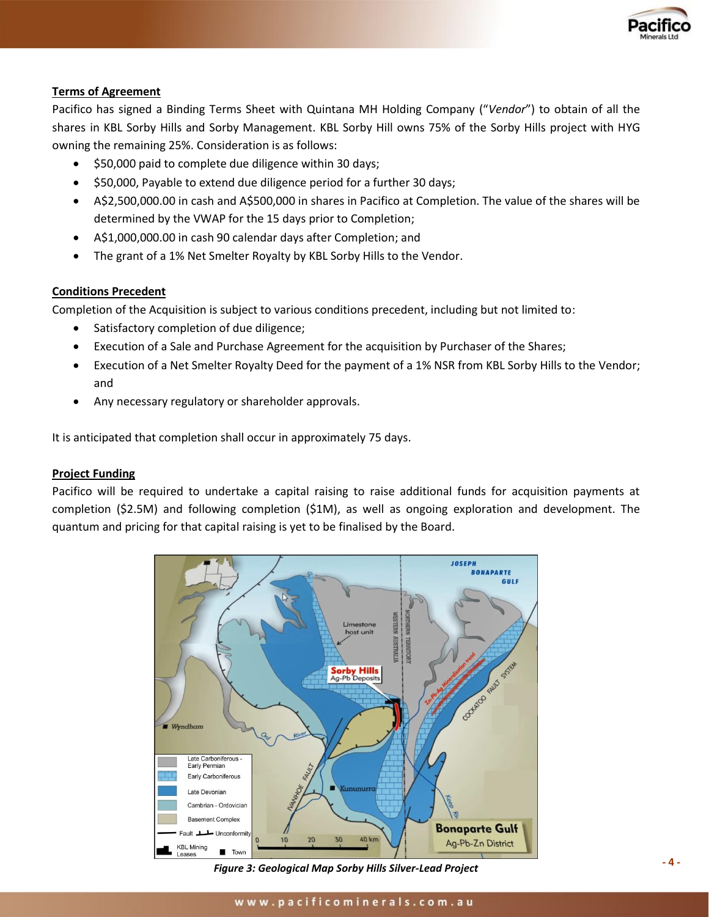## Terms of Agreement

Pacifico has signed a Binding Terms Sheet with Quintana MH Holding Company ("*Vendor*") to obtain of all the shares in KBL Sorby Hills and Sorby Management. KBL Sorby Hill owns 75% of the Sorby Hills project with HYG owning the remaining 25%. Consideration is as follows:

- $50,000 paid to complete due diligence within 30 days;
- $50,000, Payable to extend due diligence period for a further 30 days;
- A$2,500,000.00 in cash and A$500,000 in shares in Pacifico at Completion. The value of the shares will be determined by the VWAP for the 15 days prior to Completion;
- A$1,000,000.00 in cash 90 calendar days after Completion; and
- The grant of a 1% Net Smelter Royalty by KBL Sorby Hills to the Vendor.

## Conditions Precedent

Completion of the Acquisition is subject to various conditions precedent, including but not limited to:

- Satisfactory completion of due diligence;
- Execution of a Sale and Purchase Agreement for the acquisition by Purchaser of the Shares;
- Execution of a Net Smelter Royalty Deed for the payment of a 1% NSR from KBL Sorby Hills to the Vendor; and
- Any necessary regulatory or shareholder approvals.

It is anticipated that completion shall occur in approximately 75 days.

## Project Funding

Pacifico will be required to undertake a capital raising to raise additional funds for acquisition payments at completion ($2.5M) and following completion ($1M), as well as ongoing exploration and development. The quantum and pricing for that capital raising is yet to be finalised by the Board.

*Figure 3: Geological Map Sorby Hills Silver-Lead Project*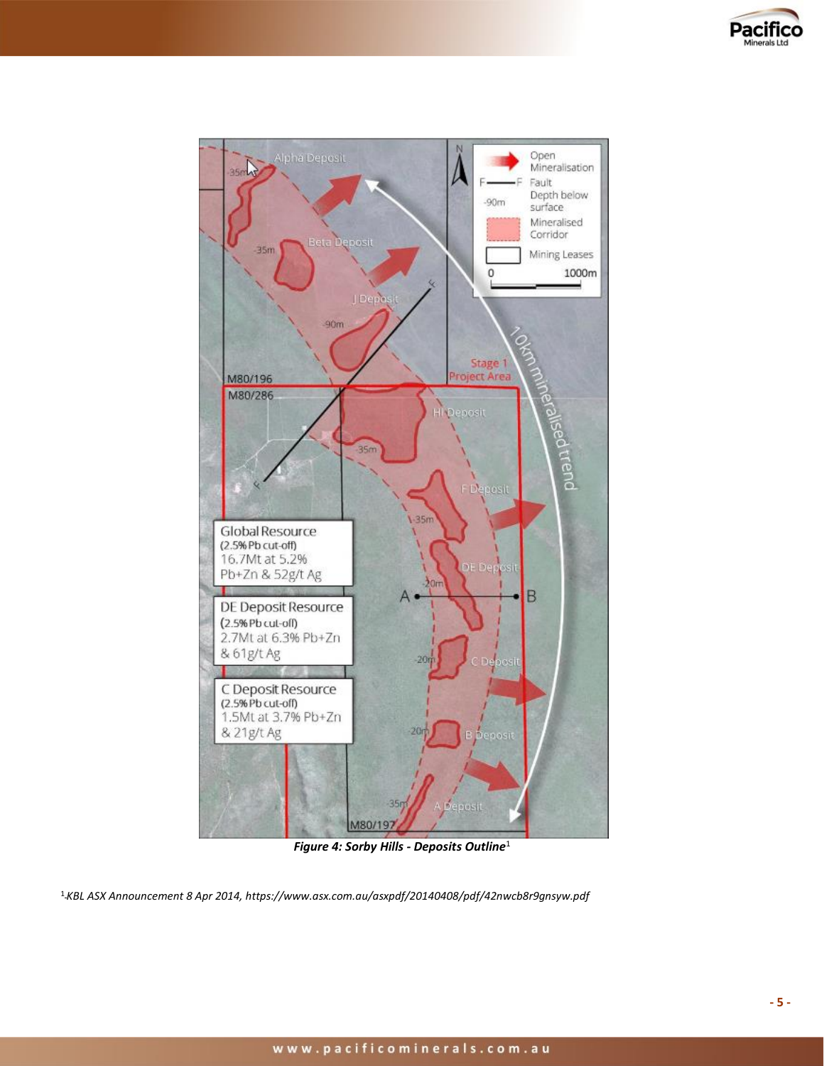*Figure 4: Sorby Hills - Deposits Outline*[1]

[1] *KBL ASX Announcement 8 Apr 2014, https://www.asx.com.au/asxpdf/20140408/pdf/42nwcb8r9gnsyw.pdf*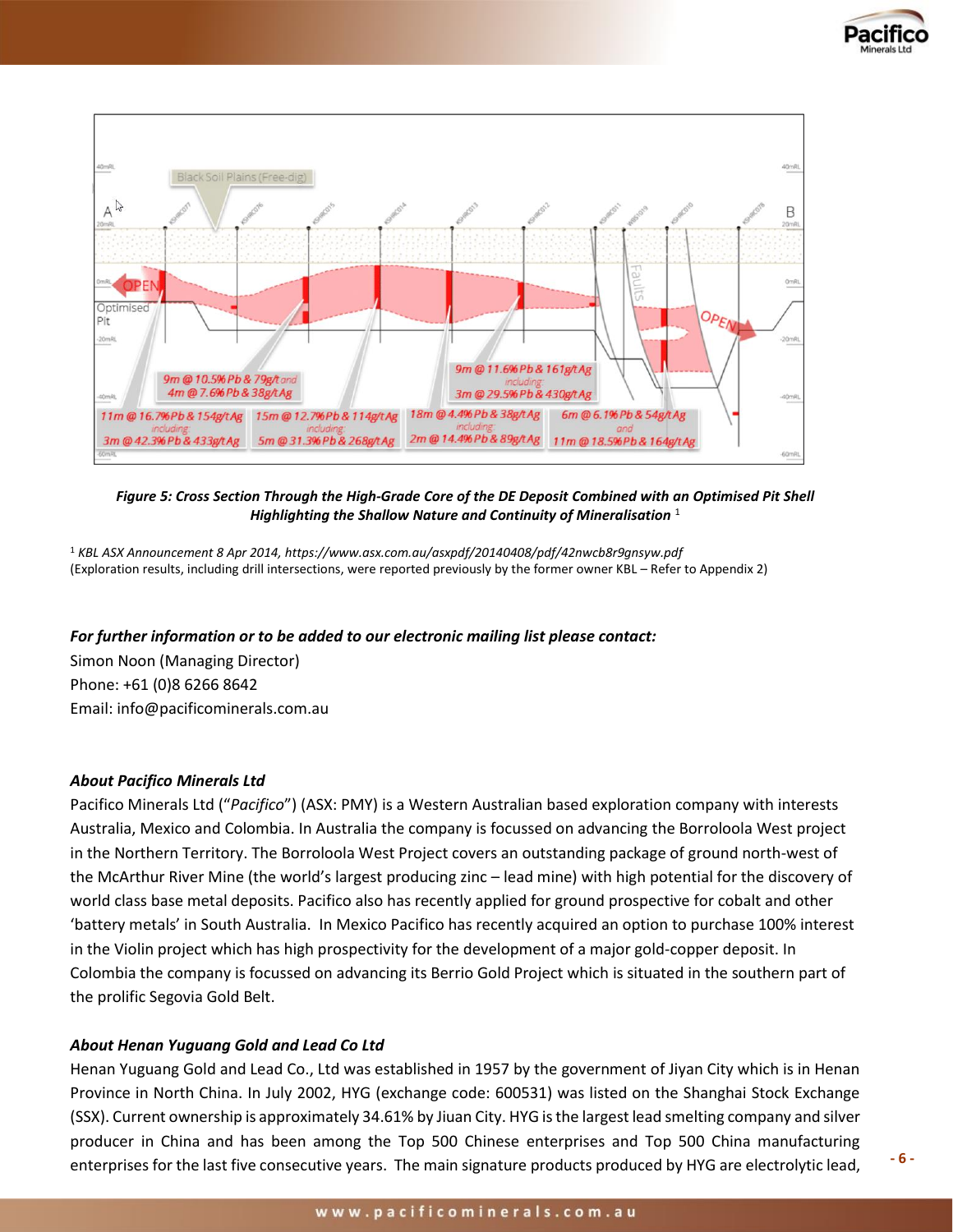*Figure 5: Cross Section Through the High-Grade Core of the DE Deposit Combined with an Optimised Pit Shell Highlighting the Shallow Nature and Continuity of Mineralisation* [1]

[1] *KBL ASX Announcement 8 Apr 2014, https://www.asx.com.au/asxpdf/20140408/pdf/42nwcb8r9gnsyw.pdf*
(Exploration results, including drill intersections, were reported previously by the former owner KBL – Refer to Appendix 2)

***For further information or to be added to our electronic mailing list please contact:***

Simon Noon (Managing Director)
Phone: +61 (0)8 6266 8642
Email: info@pacificominerals.com.au

### *About Pacifico Minerals Ltd*

Pacifico Minerals Ltd ("*Pacifico*") (ASX: PMY) is a Western Australian based exploration company with interests Australia, Mexico and Colombia. In Australia the company is focussed on advancing the Borroloola West project in the Northern Territory. The Borroloola West Project covers an outstanding package of ground north-west of the McArthur River Mine (the world's largest producing zinc – lead mine) with high potential for the discovery of world class base metal deposits. Pacifico also has recently applied for ground prospective for cobalt and other 'battery metals' in South Australia. In Mexico Pacifico has recently acquired an option to purchase 100% interest in the Violin project which has high prospectivity for the development of a major gold-copper deposit. In Colombia the company is focussed on advancing its Berrio Gold Project which is situated in the southern part of the prolific Segovia Gold Belt.

### *About Henan Yuguang Gold and Lead Co Ltd*

Henan Yuguang Gold and Lead Co., Ltd was established in 1957 by the government of Jiyan City which is in Henan Province in North China. In July 2002, HYG (exchange code: 600531) was listed on the Shanghai Stock Exchange (SSX). Current ownership is approximately 34.61% by Jiuan City. HYG is the largest lead smelting company and silver producer in China and has been among the Top 500 Chinese enterprises and Top 500 China manufacturing enterprises for the last five consecutive years. The main signature products produced by HYG are electrolytic lead,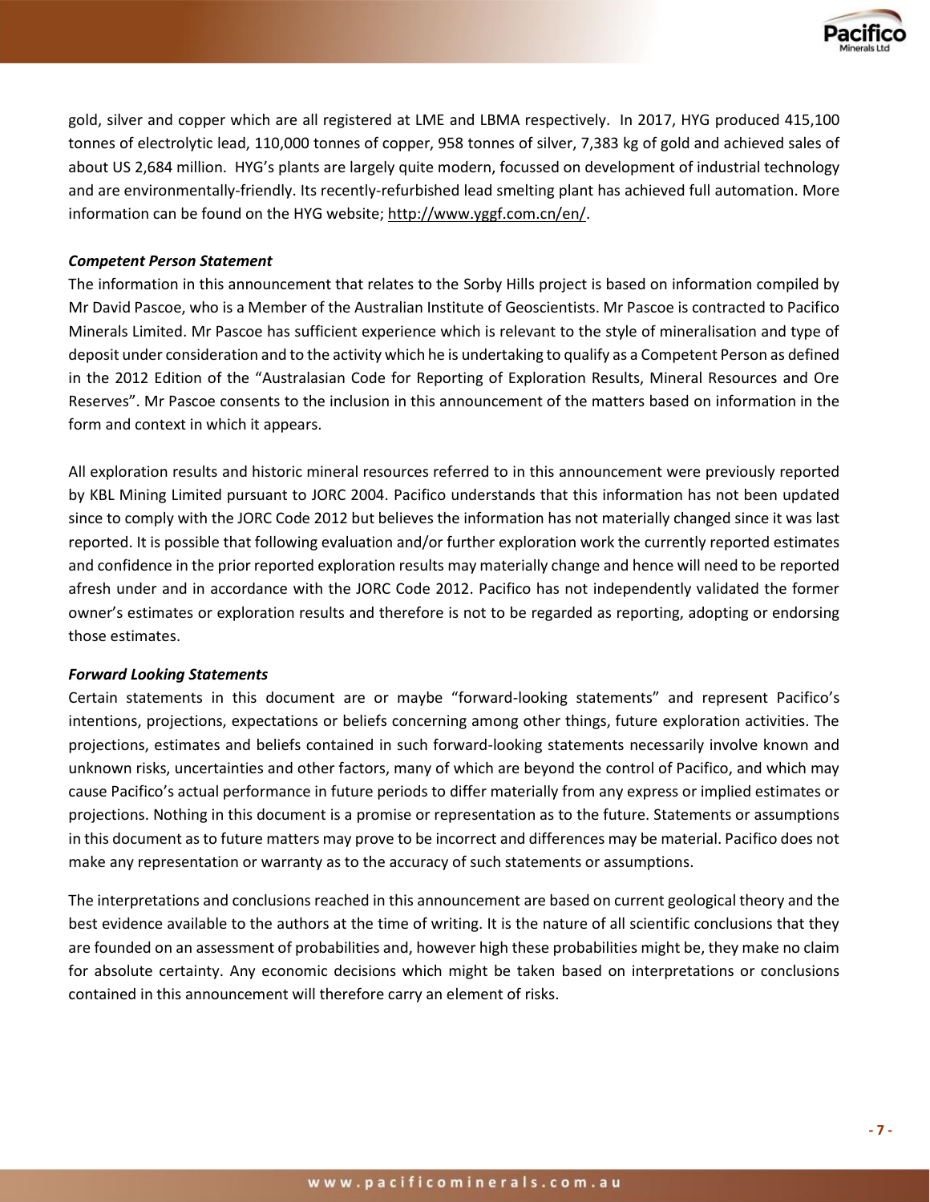gold, silver and copper which are all registered at LME and LBMA respectively. In 2017, HYG produced 415,100 tonnes of electrolytic lead, 110,000 tonnes of copper, 958 tonnes of silver, 7,383 kg of gold and achieved sales of about US 2,684 million. HYG's plants are largely quite modern, focussed on development of industrial technology and are environmentally-friendly. Its recently-refurbished lead smelting plant has achieved full automation. More information can be found on the HYG website; http://www.yggf.com.cn/en/.

***Competent Person Statement***

The information in this announcement that relates to the Sorby Hills project is based on information compiled by Mr David Pascoe, who is a Member of the Australian Institute of Geoscientists. Mr Pascoe is contracted to Pacifico Minerals Limited. Mr Pascoe has sufficient experience which is relevant to the style of mineralisation and type of deposit under consideration and to the activity which he is undertaking to qualify as a Competent Person as defined in the 2012 Edition of the "Australasian Code for Reporting of Exploration Results, Mineral Resources and Ore Reserves". Mr Pascoe consents to the inclusion in this announcement of the matters based on information in the form and context in which it appears.

All exploration results and historic mineral resources referred to in this announcement were previously reported by KBL Mining Limited pursuant to JORC 2004. Pacifico understands that this information has not been updated since to comply with the JORC Code 2012 but believes the information has not materially changed since it was last reported. It is possible that following evaluation and/or further exploration work the currently reported estimates and confidence in the prior reported exploration results may materially change and hence will need to be reported afresh under and in accordance with the JORC Code 2012. Pacifico has not independently validated the former owner's estimates or exploration results and therefore is not to be regarded as reporting, adopting or endorsing those estimates.

***Forward Looking Statements***

Certain statements in this document are or maybe "forward-looking statements" and represent Pacifico's intentions, projections, expectations or beliefs concerning among other things, future exploration activities. The projections, estimates and beliefs contained in such forward-looking statements necessarily involve known and unknown risks, uncertainties and other factors, many of which are beyond the control of Pacifico, and which may cause Pacifico's actual performance in future periods to differ materially from any express or implied estimates or projections. Nothing in this document is a promise or representation as to the future. Statements or assumptions in this document as to future matters may prove to be incorrect and differences may be material. Pacifico does not make any representation or warranty as to the accuracy of such statements or assumptions.

The interpretations and conclusions reached in this announcement are based on current geological theory and the best evidence available to the authors at the time of writing. It is the nature of all scientific conclusions that they are founded on an assessment of probabilities and, however high these probabilities might be, they make no claim for absolute certainty. Any economic decisions which might be taken based on interpretations or conclusions contained in this announcement will therefore carry an element of risks.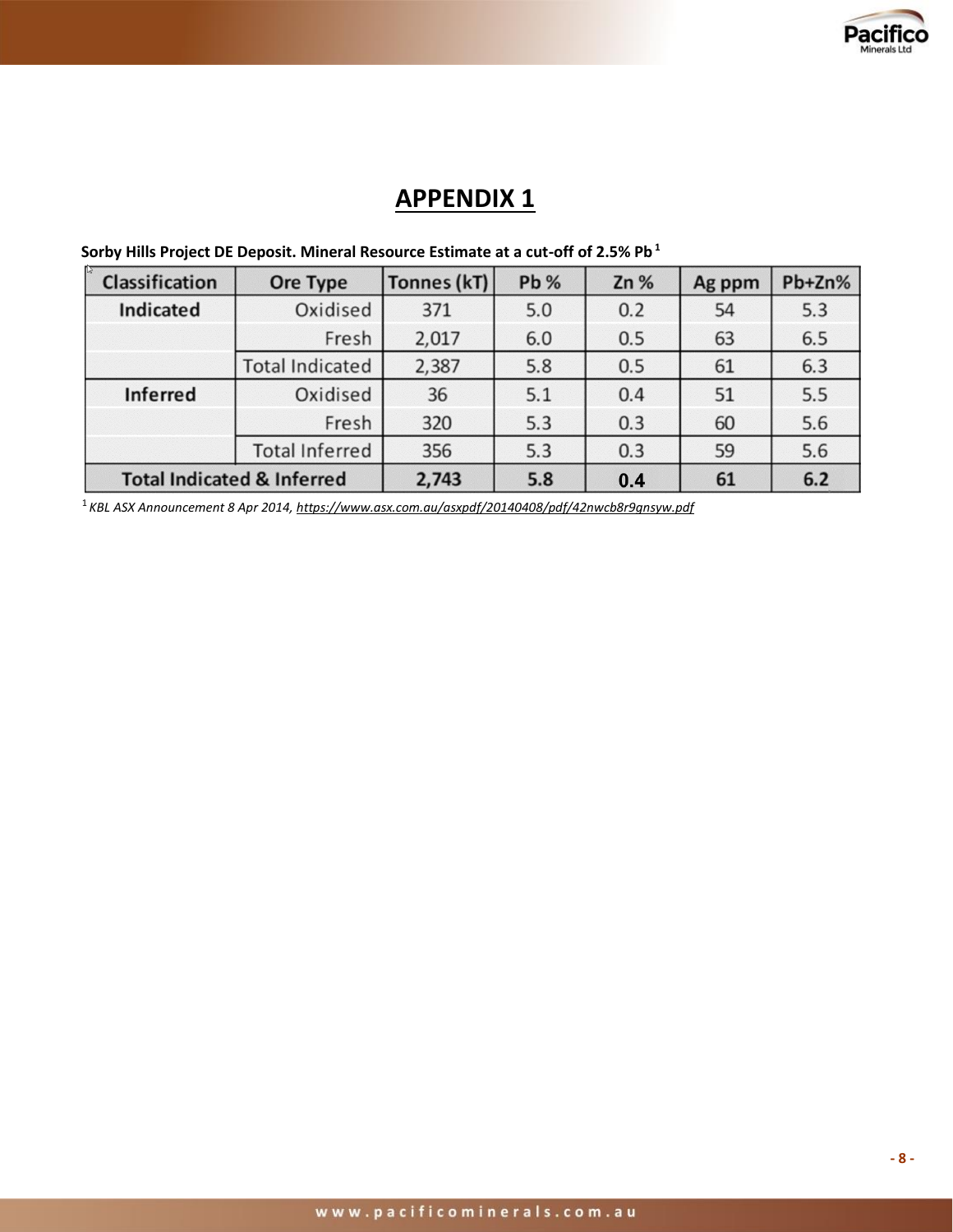# APPENDIX 1

**Sorby Hills Project DE Deposit. Mineral Resource Estimate at a cut-off of 2.5% Pb [1]**

| Classification | Ore Type | Tonnes (kT) | Pb % | Zn % | Ag ppm | Pb+Zn% |
|---|---|---|---|---|---|---|
| **Indicated** | Oxidised | 371 | 5.0 | 0.2 | 54 | 5.3 |
| | Fresh | 2,017 | 6.0 | 0.5 | 63 | 6.5 |
| | Total Indicated | 2,387 | 5.8 | 0.5 | 61 | 6.3 |
| **Inferred** | Oxidised | 36 | 5.1 | 0.4 | 51 | 5.5 |
| | Fresh | 320 | 5.3 | 0.3 | 60 | 5.6 |
| | Total Inferred | 356 | 5.3 | 0.3 | 59 | 5.6 |
| **Total Indicated & Inferred** | | **2,743** | **5.8** | **0.4** | **61** | **6.2** |

[1] *KBL ASX Announcement 8 Apr 2014, https://www.asx.com.au/asxpdf/20140408/pdf/42nwcb8r9gnsyw.pdf*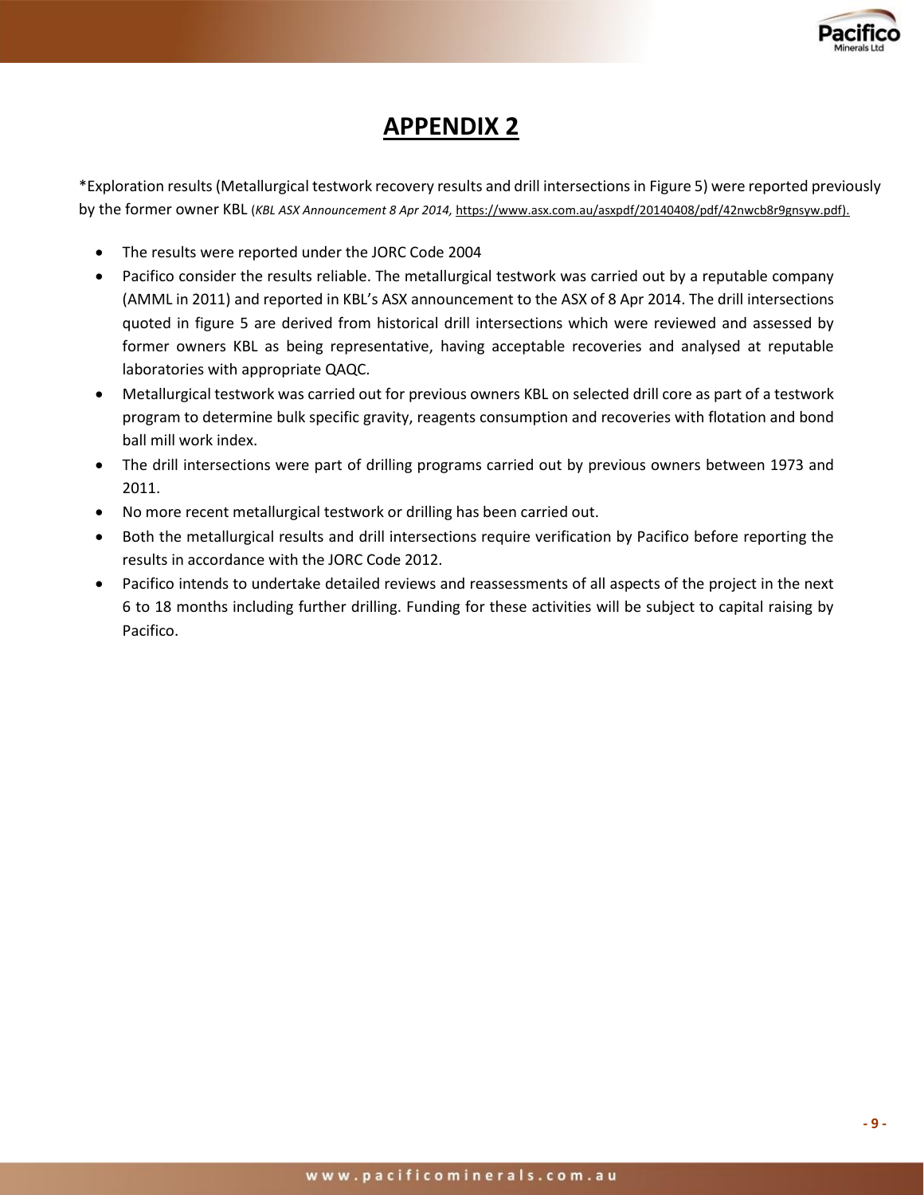# APPENDIX 2

*Exploration results (Metallurgical testwork recovery results and drill intersections in Figure 5) were reported previously by the former owner KBL (*KBL ASX Announcement 8 Apr 2014,* https://www.asx.com.au/asxpdf/20140408/pdf/42nwcb8r9gnsyw.pdf).

- The results were reported under the JORC Code 2004
- Pacifico consider the results reliable. The metallurgical testwork was carried out by a reputable company (AMML in 2011) and reported in KBL's ASX announcement to the ASX of 8 Apr 2014. The drill intersections quoted in figure 5 are derived from historical drill intersections which were reviewed and assessed by former owners KBL as being representative, having acceptable recoveries and analysed at reputable laboratories with appropriate QAQC.
- Metallurgical testwork was carried out for previous owners KBL on selected drill core as part of a testwork program to determine bulk specific gravity, reagents consumption and recoveries with flotation and bond ball mill work index.
- The drill intersections were part of drilling programs carried out by previous owners between 1973 and 2011.
- No more recent metallurgical testwork or drilling has been carried out.
- Both the metallurgical results and drill intersections require verification by Pacifico before reporting the results in accordance with the JORC Code 2012.
- Pacifico intends to undertake detailed reviews and reassessments of all aspects of the project in the next 6 to 18 months including further drilling. Funding for these activities will be subject to capital raising by Pacifico.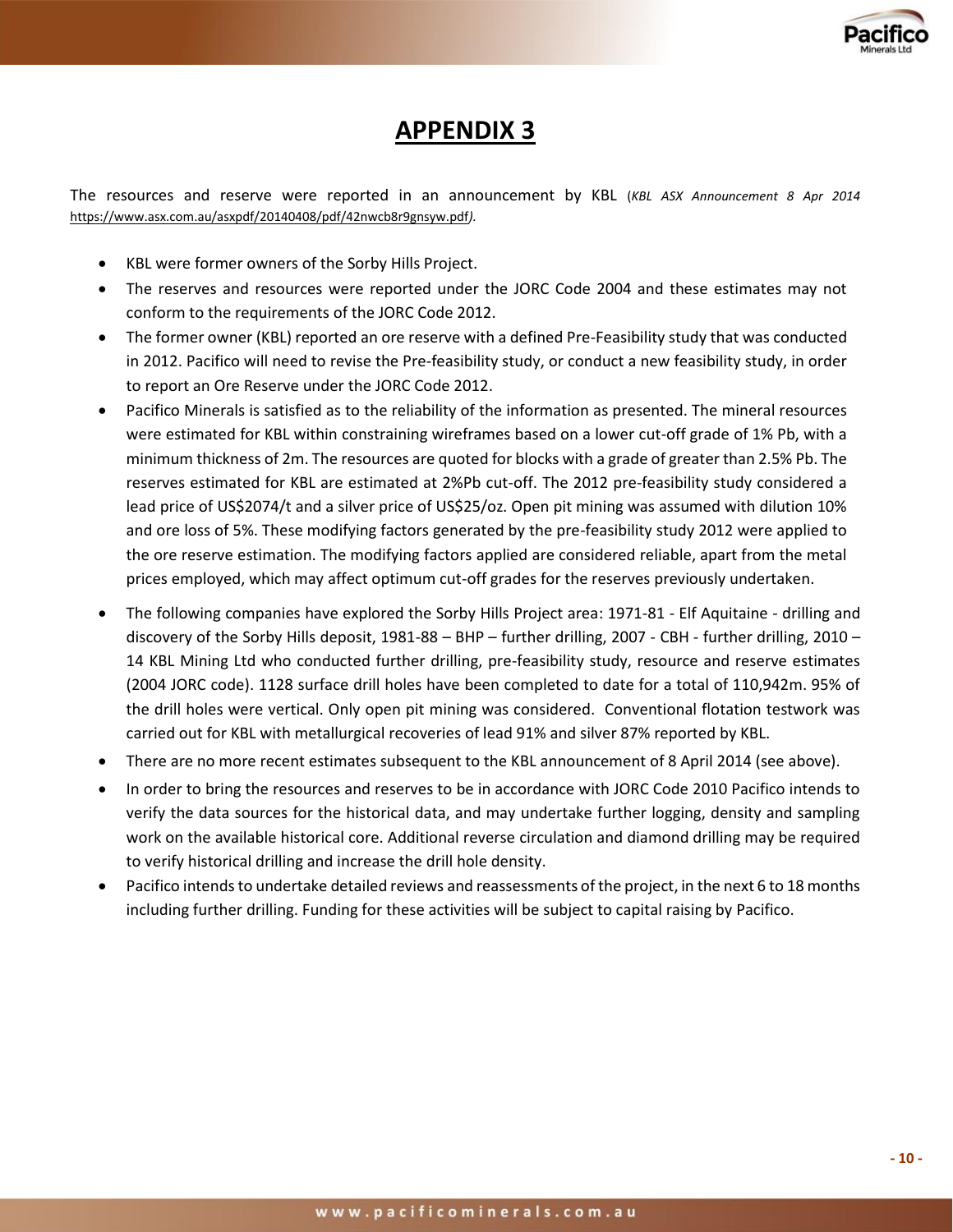# APPENDIX 3

The resources and reserve were reported in an announcement by KBL (*KBL ASX Announcement 8 Apr 2014* https://www.asx.com.au/asxpdf/20140408/pdf/42nwcb8r9gnsyw.pdf*).*

- KBL were former owners of the Sorby Hills Project.
- The reserves and resources were reported under the JORC Code 2004 and these estimates may not conform to the requirements of the JORC Code 2012.
- The former owner (KBL) reported an ore reserve with a defined Pre-Feasibility study that was conducted in 2012. Pacifico will need to revise the Pre-feasibility study, or conduct a new feasibility study, in order to report an Ore Reserve under the JORC Code 2012.
- Pacifico Minerals is satisfied as to the reliability of the information as presented. The mineral resources were estimated for KBL within constraining wireframes based on a lower cut-off grade of 1% Pb, with a minimum thickness of 2m. The resources are quoted for blocks with a grade of greater than 2.5% Pb. The reserves estimated for KBL are estimated at 2%Pb cut-off. The 2012 pre-feasibility study considered a lead price of US$2074/t and a silver price of US$25/oz. Open pit mining was assumed with dilution 10% and ore loss of 5%. These modifying factors generated by the pre-feasibility study 2012 were applied to the ore reserve estimation. The modifying factors applied are considered reliable, apart from the metal prices employed, which may affect optimum cut-off grades for the reserves previously undertaken.
- The following companies have explored the Sorby Hills Project area: 1971-81 - Elf Aquitaine - drilling and discovery of the Sorby Hills deposit, 1981-88 – BHP – further drilling, 2007 - CBH - further drilling, 2010 – 14 KBL Mining Ltd who conducted further drilling, pre-feasibility study, resource and reserve estimates (2004 JORC code). 1128 surface drill holes have been completed to date for a total of 110,942m. 95% of the drill holes were vertical. Only open pit mining was considered. Conventional flotation testwork was carried out for KBL with metallurgical recoveries of lead 91% and silver 87% reported by KBL.
- There are no more recent estimates subsequent to the KBL announcement of 8 April 2014 (see above).
- In order to bring the resources and reserves to be in accordance with JORC Code 2010 Pacifico intends to verify the data sources for the historical data, and may undertake further logging, density and sampling work on the available historical core. Additional reverse circulation and diamond drilling may be required to verify historical drilling and increase the drill hole density.
- Pacifico intends to undertake detailed reviews and reassessments of the project, in the next 6 to 18 months including further drilling. Funding for these activities will be subject to capital raising by Pacifico.